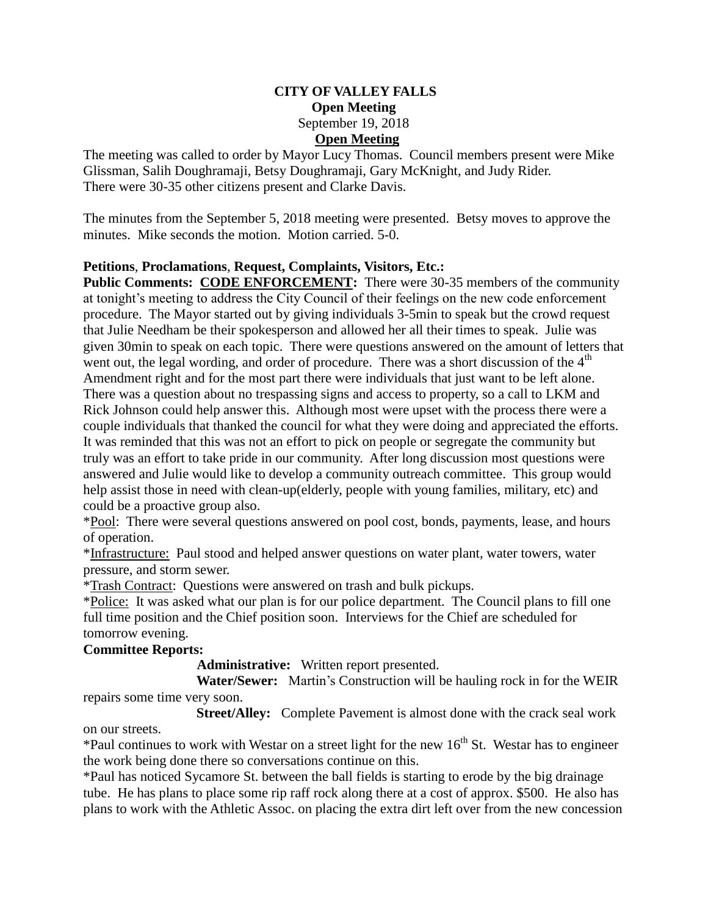**CITY OF VALLEY FALLS**
**Open Meeting**
September 19, 2018
**Open Meeting**

The meeting was called to order by Mayor Lucy Thomas. Council members present were Mike Glissman, Salih Doughramaji, Betsy Doughramaji, Gary McKnight, and Judy Rider. There were 30-35 other citizens present and Clarke Davis.

The minutes from the September 5, 2018 meeting were presented. Betsy moves to approve the minutes. Mike seconds the motion. Motion carried. 5-0.

**Petitions**, **Proclamations**, **Request, Complaints, Visitors, Etc.:**

**Public Comments: CODE ENFORCEMENT:** There were 30-35 members of the community at tonight's meeting to address the City Council of their feelings on the new code enforcement procedure. The Mayor started out by giving individuals 3-5min to speak but the crowd request that Julie Needham be their spokesperson and allowed her all their times to speak. Julie was given 30min to speak on each topic. There were questions answered on the amount of letters that went out, the legal wording, and order of procedure. There was a short discussion of the 4th Amendment right and for the most part there were individuals that just want to be left alone. There was a question about no trespassing signs and access to property, so a call to LKM and Rick Johnson could help answer this. Although most were upset with the process there were a couple individuals that thanked the council for what they were doing and appreciated the efforts. It was reminded that this was not an effort to pick on people or segregate the community but truly was an effort to take pride in our community. After long discussion most questions were answered and Julie would like to develop a community outreach committee. This group would help assist those in need with clean-up(elderly, people with young families, military, etc) and could be a proactive group also.

*Pool: There were several questions answered on pool cost, bonds, payments, lease, and hours of operation.

*Infrastructure: Paul stood and helped answer questions on water plant, water towers, water pressure, and storm sewer.

*Trash Contract: Questions were answered on trash and bulk pickups.

*Police: It was asked what our plan is for our police department. The Council plans to fill one full time position and the Chief position soon. Interviews for the Chief are scheduled for tomorrow evening.

**Committee Reports:**

**Administrative:** Written report presented.

**Water/Sewer:** Martin's Construction will be hauling rock in for the WEIR repairs some time very soon.

**Street/Alley:** Complete Pavement is almost done with the crack seal work on our streets.

*Paul continues to work with Westar on a street light for the new 16th St. Westar has to engineer the work being done there so conversations continue on this.

*Paul has noticed Sycamore St. between the ball fields is starting to erode by the big drainage tube. He has plans to place some rip raff rock along there at a cost of approx. $500. He also has plans to work with the Athletic Assoc. on placing the extra dirt left over from the new concession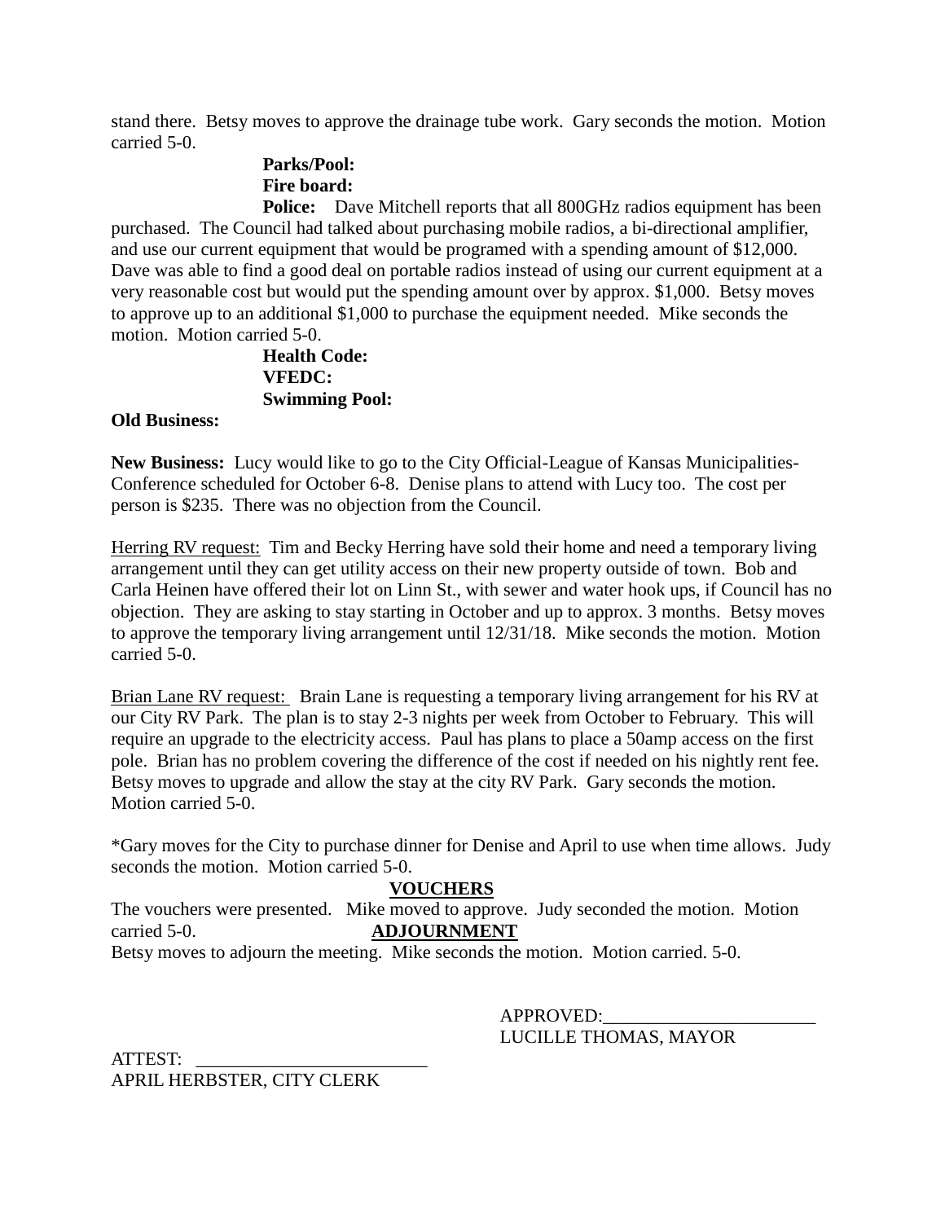stand there. Betsy moves to approve the drainage tube work. Gary seconds the motion. Motion carried 5-0.

**Parks/Pool:**

**Fire board:**

**Police:** Dave Mitchell reports that all 800GHz radios equipment has been purchased. The Council had talked about purchasing mobile radios, a bi-directional amplifier, and use our current equipment that would be programed with a spending amount of $12,000. Dave was able to find a good deal on portable radios instead of using our current equipment at a very reasonable cost but would put the spending amount over by approx. $1,000. Betsy moves to approve up to an additional $1,000 to purchase the equipment needed. Mike seconds the motion. Motion carried 5-0.

**Health Code:**

**VFEDC:**

**Swimming Pool:**

**Old Business:**

**New Business:** Lucy would like to go to the City Official-League of Kansas Municipalities-Conference scheduled for October 6-8. Denise plans to attend with Lucy too. The cost per person is $235. There was no objection from the Council.

Herring RV request: Tim and Becky Herring have sold their home and need a temporary living arrangement until they can get utility access on their new property outside of town. Bob and Carla Heinen have offered their lot on Linn St., with sewer and water hook ups, if Council has no objection. They are asking to stay starting in October and up to approx. 3 months. Betsy moves to approve the temporary living arrangement until 12/31/18. Mike seconds the motion. Motion carried 5-0.

Brian Lane RV request: Brain Lane is requesting a temporary living arrangement for his RV at our City RV Park. The plan is to stay 2-3 nights per week from October to February. This will require an upgrade to the electricity access. Paul has plans to place a 50amp access on the first pole. Brian has no problem covering the difference of the cost if needed on his nightly rent fee. Betsy moves to upgrade and allow the stay at the city RV Park. Gary seconds the motion. Motion carried 5-0.

*Gary moves for the City to purchase dinner for Denise and April to use when time allows. Judy seconds the motion. Motion carried 5-0.

**VOUCHERS**

The vouchers were presented. Mike moved to approve. Judy seconded the motion. Motion carried 5-0.

**ADJOURNMENT**

Betsy moves to adjourn the meeting. Mike seconds the motion. Motion carried. 5-0.

APPROVED:_______________________
LUCILLE THOMAS, MAYOR

ATTEST: _________________________
APRIL HERBSTER, CITY CLERK